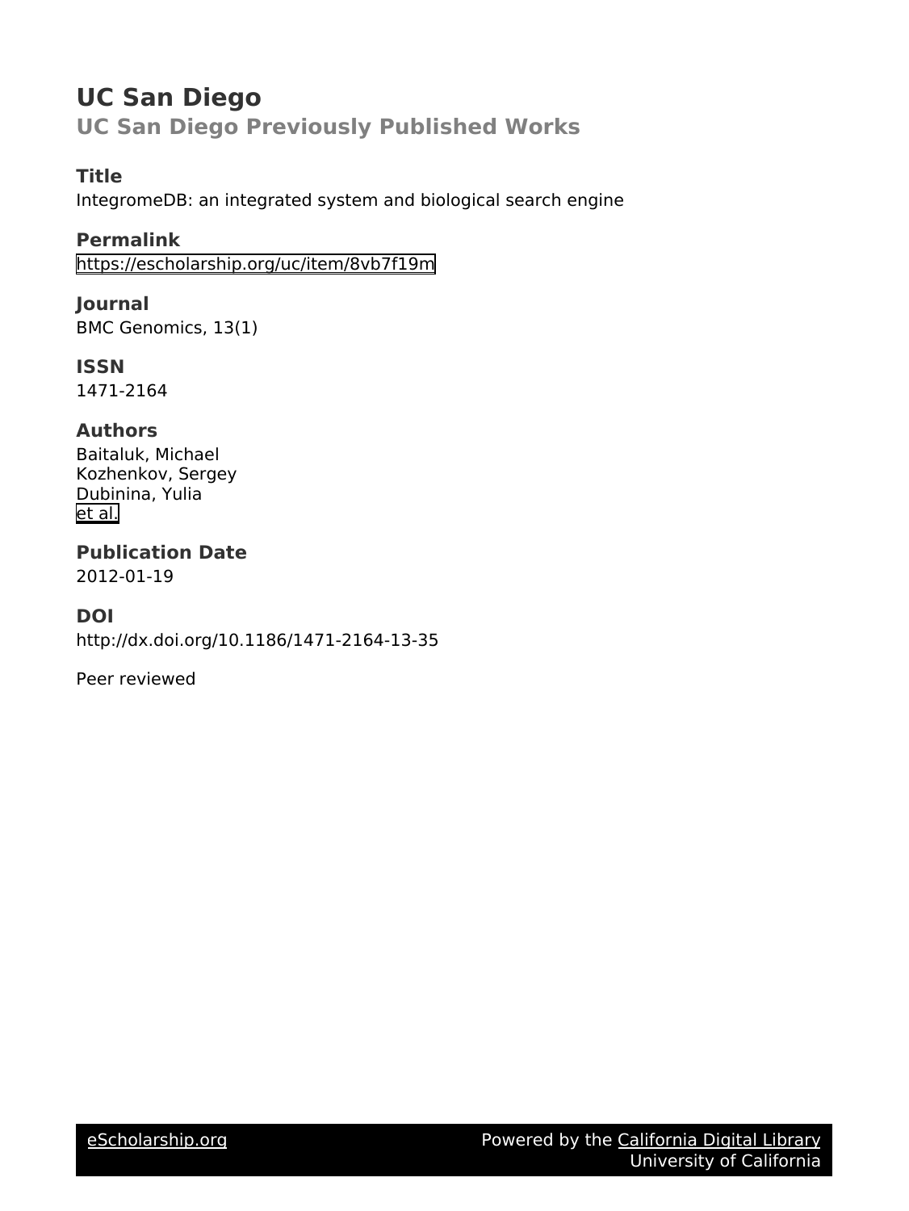# UC San Diego

## UC San Diego Previously Published Works

### Title

IntegromeDB: an integrated system and biological search engine

### Permalink

https://escholarship.org/uc/item/8vb7f19m

### Journal

BMC Genomics, 13(1)

### ISSN

1471-2164

### Authors

Baitaluk, Michael
Kozhenkov, Sergey
Dubinina, Yulia
et al.

### Publication Date

2012-01-19

### DOI

http://dx.doi.org/10.1186/1471-2164-13-35

Peer reviewed

eScholarship.org Powered by the California Digital Library University of California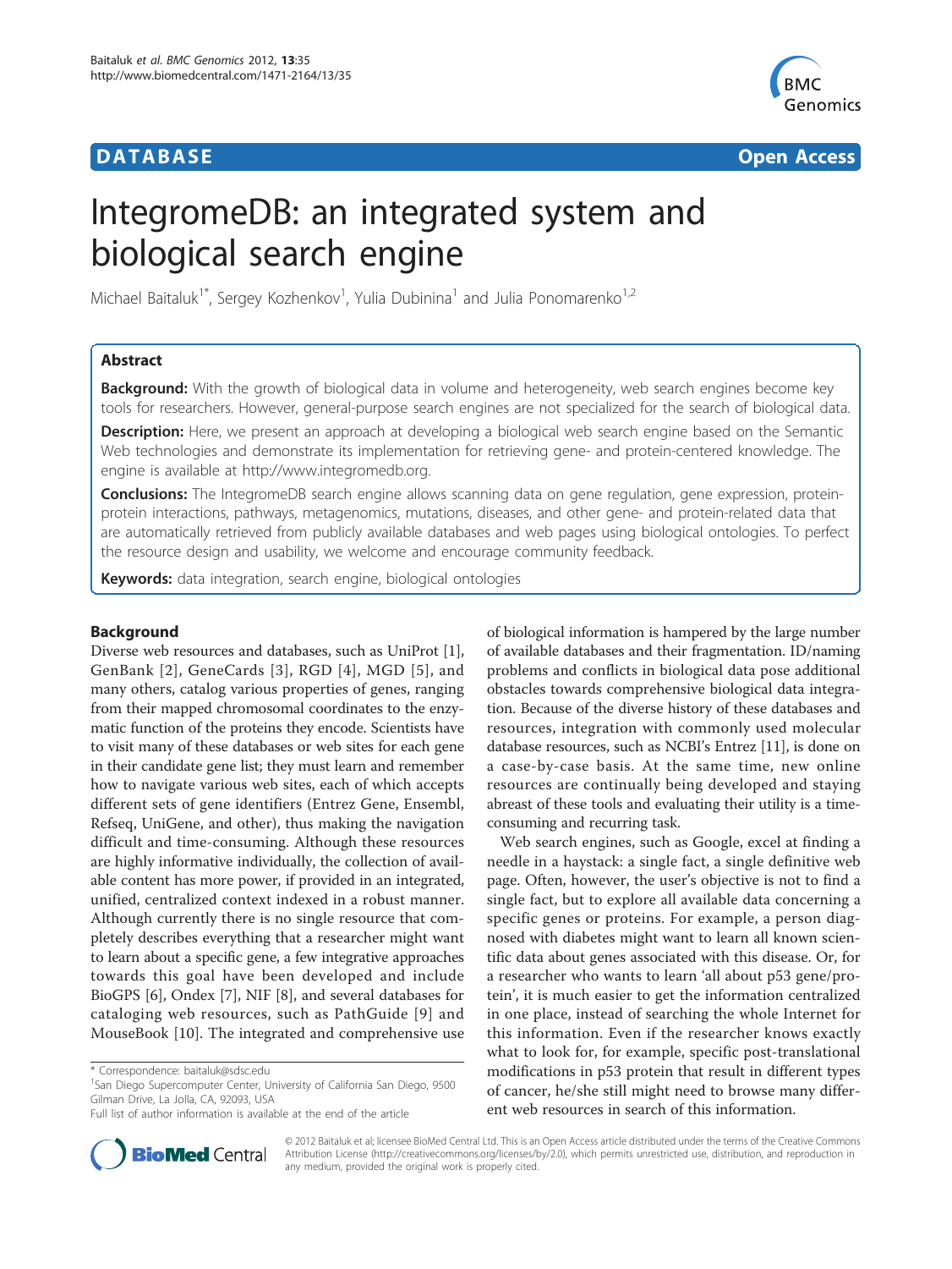# DATABASE

# IntegromeDB: an integrated system and biological search engine

Michael Baitaluk[1*], Sergey Kozhenkov[1], Yulia Dubinina[1] and Julia Ponomarenko[1,2]

## Abstract

**Background:** With the growth of biological data in volume and heterogeneity, web search engines become key tools for researchers. However, general-purpose search engines are not specialized for the search of biological data.

**Description:** Here, we present an approach at developing a biological web search engine based on the Semantic Web technologies and demonstrate its implementation for retrieving gene- and protein-centered knowledge. The engine is available at http://www.integromedb.org.

**Conclusions:** The IntegromeDB search engine allows scanning data on gene regulation, gene expression, protein-protein interactions, pathways, metagenomics, mutations, diseases, and other gene- and protein-related data that are automatically retrieved from publicly available databases and web pages using biological ontologies. To perfect the resource design and usability, we welcome and encourage community feedback.

**Keywords:** data integration, search engine, biological ontologies

## Background

Diverse web resources and databases, such as UniProt [1], GenBank [2], GeneCards [3], RGD [4], MGD [5], and many others, catalog various properties of genes, ranging from their mapped chromosomal coordinates to the enzymatic function of the proteins they encode. Scientists have to visit many of these databases or web sites for each gene in their candidate gene list; they must learn and remember how to navigate various web sites, each of which accepts different sets of gene identifiers (Entrez Gene, Ensembl, Refseq, UniGene, and other), thus making the navigation difficult and time-consuming. Although these resources are highly informative individually, the collection of available content has more power, if provided in an integrated, unified, centralized context indexed in a robust manner. Although currently there is no single resource that completely describes everything that a researcher might want to learn about a specific gene, a few integrative approaches towards this goal have been developed and include BioGPS [6], Ondex [7], NIF [8], and several databases for cataloging web resources, such as PathGuide [9] and MouseBook [10]. The integrated and comprehensive use of biological information is hampered by the large number of available databases and their fragmentation. ID/naming problems and conflicts in biological data pose additional obstacles towards comprehensive biological data integration. Because of the diverse history of these databases and resources, integration with commonly used molecular database resources, such as NCBI's Entrez [11], is done on a case-by-case basis. At the same time, new online resources are continually being developed and staying abreast of these tools and evaluating their utility is a time-consuming and recurring task.

Web search engines, such as Google, excel at finding a needle in a haystack: a single fact, a single definitive web page. Often, however, the user's objective is not to find a single fact, but to explore all available data concerning a specific genes or proteins. For example, a person diagnosed with diabetes might want to learn all known scientific data about genes associated with this disease. Or, for a researcher who wants to learn 'all about p53 gene/protein', it is much easier to get the information centralized in one place, instead of searching the whole Internet for this information. Even if the researcher knows exactly what to look for, for example, specific post-translational modifications in p53 protein that result in different types of cancer, he/she still might need to browse many different web resources in search of this information.

\* Correspondence: baitaluk@sdsc.edu
[1]San Diego Supercomputer Center, University of California San Diego, 9500 Gilman Drive, La Jolla, CA, 92093, USA
Full list of author information is available at the end of the article

© 2012 Baitaluk et al; licensee BioMed Central Ltd. This is an Open Access article distributed under the terms of the Creative Commons Attribution License (http://creativecommons.org/licenses/by/2.0), which permits unrestricted use, distribution, and reproduction in any medium, provided the original work is properly cited.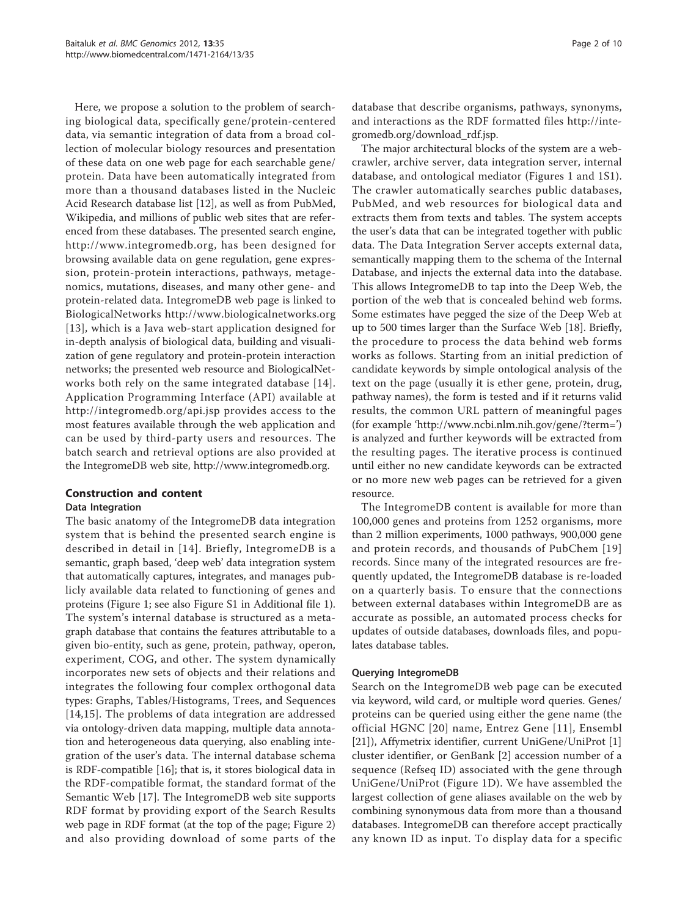Here, we propose a solution to the problem of searching biological data, specifically gene/protein-centered data, via semantic integration of data from a broad collection of molecular biology resources and presentation of these data on one web page for each searchable gene/protein. Data have been automatically integrated from more than a thousand databases listed in the Nucleic Acid Research database list [12], as well as from PubMed, Wikipedia, and millions of public web sites that are referenced from these databases. The presented search engine, http://www.integromedb.org, has been designed for browsing available data on gene regulation, gene expression, protein-protein interactions, pathways, metagenomics, mutations, diseases, and many other gene- and protein-related data. IntegromeDB web page is linked to BiologicalNetworks http://www.biologicalnetworks.org [13], which is a Java web-start application designed for in-depth analysis of biological data, building and visualization of gene regulatory and protein-protein interaction networks; the presented web resource and BiologicalNetworks both rely on the same integrated database [14]. Application Programming Interface (API) available at http://integromedb.org/api.jsp provides access to the most features available through the web application and can be used by third-party users and resources. The batch search and retrieval options are also provided at the IntegromeDB web site, http://www.integromedb.org.

## Construction and content

### Data Integration

The basic anatomy of the IntegromeDB data integration system that is behind the presented search engine is described in detail in [14]. Briefly, IntegromeDB is a semantic, graph based, 'deep web' data integration system that automatically captures, integrates, and manages publicly available data related to functioning of genes and proteins (Figure 1; see also Figure S1 in Additional file 1). The system's internal database is structured as a metagraph database that contains the features attributable to a given bio-entity, such as gene, protein, pathway, operon, experiment, COG, and other. The system dynamically incorporates new sets of objects and their relations and integrates the following four complex orthogonal data types: Graphs, Tables/Histograms, Trees, and Sequences [14,15]. The problems of data integration are addressed via ontology-driven data mapping, multiple data annotation and heterogeneous data querying, also enabling integration of the user's data. The internal database schema is RDF-compatible [16]; that is, it stores biological data in the RDF-compatible format, the standard format of the Semantic Web [17]. The IntegromeDB web site supports RDF format by providing export of the Search Results web page in RDF format (at the top of the page; Figure 2) and also providing download of some parts of the database that describe organisms, pathways, synonyms, and interactions as the RDF formatted files http://integromedb.org/download_rdf.jsp.

The major architectural blocks of the system are a web-crawler, archive server, data integration server, internal database, and ontological mediator (Figures 1 and 1S1). The crawler automatically searches public databases, PubMed, and web resources for biological data and extracts them from texts and tables. The system accepts the user's data that can be integrated together with public data. The Data Integration Server accepts external data, semantically mapping them to the schema of the Internal Database, and injects the external data into the database. This allows IntegromeDB to tap into the Deep Web, the portion of the web that is concealed behind web forms. Some estimates have pegged the size of the Deep Web at up to 500 times larger than the Surface Web [18]. Briefly, the procedure to process the data behind web forms works as follows. Starting from an initial prediction of candidate keywords by simple ontological analysis of the text on the page (usually it is ether gene, protein, drug, pathway names), the form is tested and if it returns valid results, the common URL pattern of meaningful pages (for example 'http://www.ncbi.nlm.nih.gov/gene/?term=') is analyzed and further keywords will be extracted from the resulting pages. The iterative process is continued until either no new candidate keywords can be extracted or no more new web pages can be retrieved for a given resource.

The IntegromeDB content is available for more than 100,000 genes and proteins from 1252 organisms, more than 2 million experiments, 1000 pathways, 900,000 gene and protein records, and thousands of PubChem [19] records. Since many of the integrated resources are frequently updated, the IntegromeDB database is re-loaded on a quarterly basis. To ensure that the connections between external databases within IntegromeDB are as accurate as possible, an automated process checks for updates of outside databases, downloads files, and populates database tables.

### Querying IntegromeDB

Search on the IntegromeDB web page can be executed via keyword, wild card, or multiple word queries. Genes/proteins can be queried using either the gene name (the official HGNC [20] name, Entrez Gene [11], Ensembl [21]), Affymetrix identifier, current UniGene/UniProt [1] cluster identifier, or GenBank [2] accession number of a sequence (Refseq ID) associated with the gene through UniGene/UniProt (Figure 1D). We have assembled the largest collection of gene aliases available on the web by combining synonymous data from more than a thousand databases. IntegromeDB can therefore accept practically any known ID as input. To display data for a specific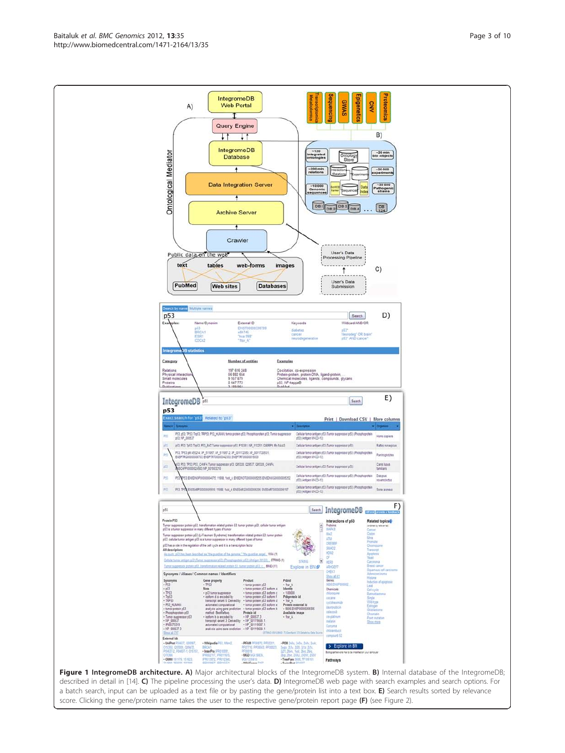**Figure 1 IntegromeDB architecture. A)** Major architectural blocks of the IntegromeDB system. **B)** Internal database of the IntegromeDB; described in detail in [14]. **C)** The pipeline processing the user's data. **D)** IntegromeDB web page with search examples and search options. For a batch search, input can be uploaded as a text file or by pasting the gene/protein list into a text box. **E)** Search results sorted by relevance score. Clicking the gene/protein name takes the user to the respective gene/protein report page **(F)** (see Figure 2).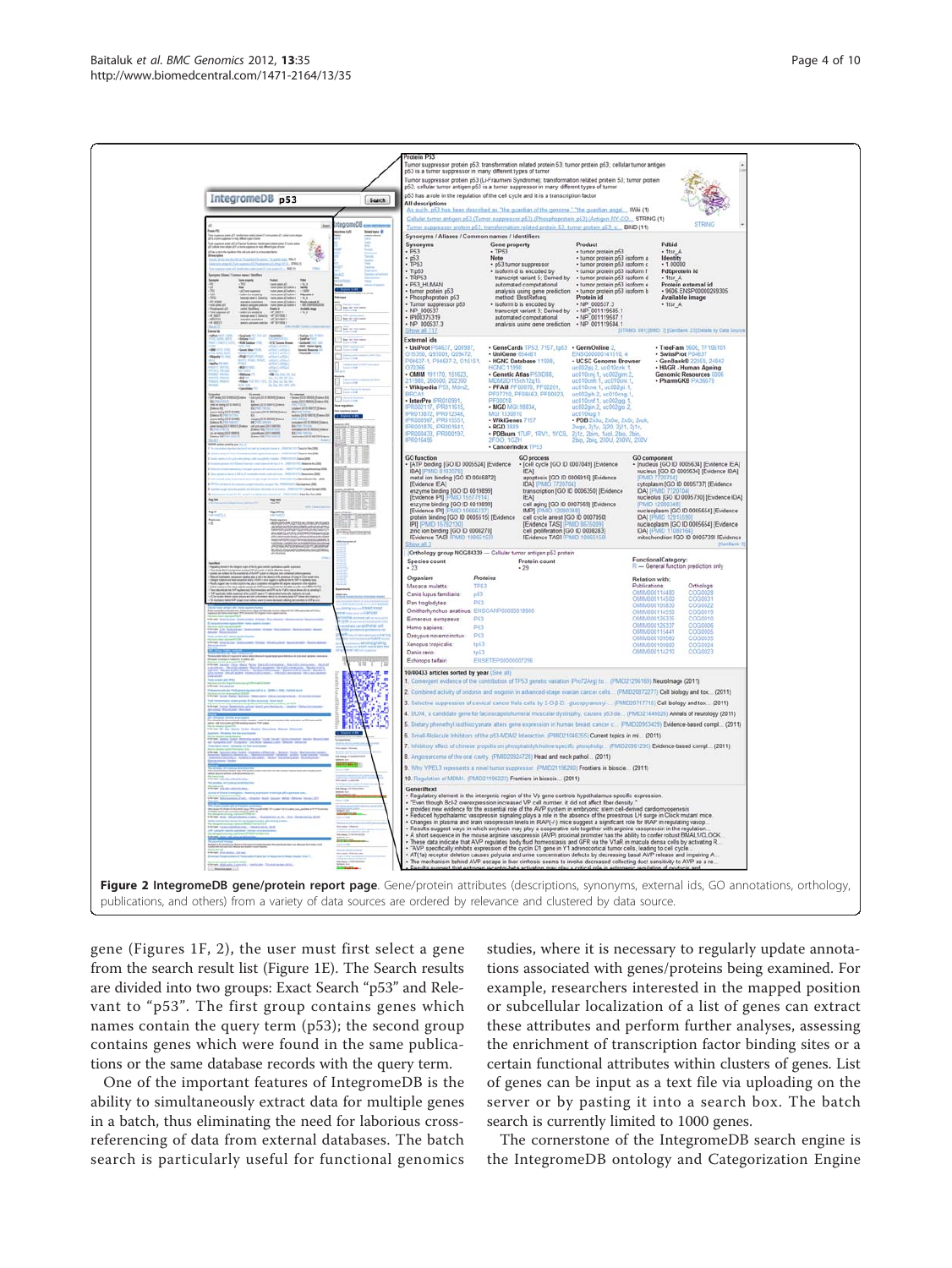**Figure 2 IntegromeDB gene/protein report page**. Gene/protein attributes (descriptions, synonyms, external ids, GO annotations, orthology, publications, and others) from a variety of data sources are ordered by relevance and clustered by data source.

gene (Figures 1F, 2), the user must first select a gene from the search result list (Figure 1E). The Search results are divided into two groups: Exact Search "p53" and Relevant to "p53". The first group contains genes which names contain the query term (p53); the second group contains genes which were found in the same publications or the same database records with the query term.

One of the important features of IntegromeDB is the ability to simultaneously extract data for multiple genes in a batch, thus eliminating the need for laborious cross-referencing of data from external databases. The batch search is particularly useful for functional genomics studies, where it is necessary to regularly update annotations associated with genes/proteins being examined. For example, researchers interested in the mapped position or subcellular localization of a list of genes can extract these attributes and perform further analyses, assessing the enrichment of transcription factor binding sites or a certain functional attributes within clusters of genes. List of genes can be input as a text file via uploading on the server or by pasting it into a search box. The batch search is currently limited to 1000 genes.

The cornerstone of the IntegromeDB search engine is the IntegromeDB ontology and Categorization Engine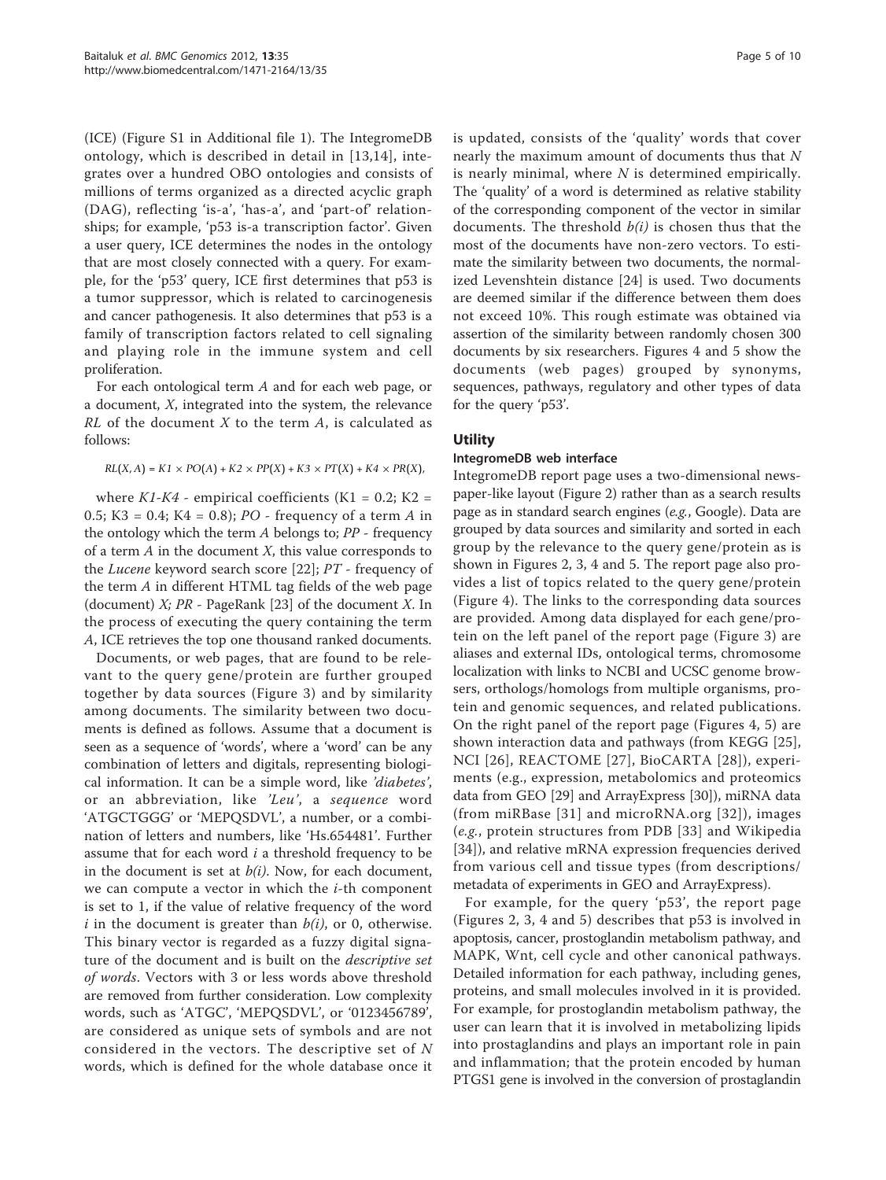(ICE) (Figure S1 in Additional file 1). The IntegromeDB ontology, which is described in detail in [13,14], integrates over a hundred OBO ontologies and consists of millions of terms organized as a directed acyclic graph (DAG), reflecting 'is-a', 'has-a', and 'part-of' relationships; for example, 'p53 is-a transcription factor'. Given a user query, ICE determines the nodes in the ontology that are most closely connected with a query. For example, for the 'p53' query, ICE first determines that p53 is a tumor suppressor, which is related to carcinogenesis and cancer pathogenesis. It also determines that p53 is a family of transcription factors related to cell signaling and playing role in the immune system and cell proliferation.

For each ontological term $A$ and for each web page, or a document, $X$, integrated into the system, the relevance $RL$ of the document $X$ to the term $A$, is calculated as follows:

$$RL(X, A) = K1 \times PO(A) + K2 \times PP(X) + K3 \times PT(X) + K4 \times PR(X),$$

where $K1$-$K4$ - empirical coefficients ($K1 = 0.2$; $K2 = 0.5$; $K3 = 0.4$; $K4 = 0.8$); $PO$ - frequency of a term $A$ in the ontology which the term $A$ belongs to; $PP$ - frequency of a term $A$ in the document $X$, this value corresponds to the *Lucene* keyword search score [22]; $PT$ - frequency of the term $A$ in different HTML tag fields of the web page (document) $X$; $PR$ - PageRank [23] of the document $X$. In the process of executing the query containing the term $A$, ICE retrieves the top one thousand ranked documents.

Documents, or web pages, that are found to be relevant to the query gene/protein are further grouped together by data sources (Figure 3) and by similarity among documents. The similarity between two documents is defined as follows. Assume that a document is seen as a sequence of 'words', where a 'word' can be any combination of letters and digitals, representing biological information. It can be a simple word, like *'diabetes'*, or an abbreviation, like *'Leu'*, a *sequence* word 'ATGCTGGG' or 'MEPQSDVL', a number, or a combination of letters and numbers, like 'Hs.654481'. Further assume that for each word $i$ a threshold frequency to be in the document is set at $b(i)$. Now, for each document, we can compute a vector in which the $i$-th component is set to 1, if the value of relative frequency of the word $i$ in the document is greater than $b(i)$, or 0, otherwise. This binary vector is regarded as a fuzzy digital signature of the document and is built on the *descriptive set of words*. Vectors with 3 or less words above threshold are removed from further consideration. Low complexity words, such as 'ATGC', 'MEPQSDVL', or '0123456789', are considered as unique sets of symbols and are not considered in the vectors. The descriptive set of $N$ words, which is defined for the whole database once it is updated, consists of the 'quality' words that cover nearly the maximum amount of documents thus that $N$ is nearly minimal, where $N$ is determined empirically. The 'quality' of a word is determined as relative stability of the corresponding component of the vector in similar documents. The threshold $b(i)$ is chosen thus that the most of the documents have non-zero vectors. To estimate the similarity between two documents, the normalized Levenshtein distance [24] is used. Two documents are deemed similar if the difference between them does not exceed 10%. This rough estimate was obtained via assertion of the similarity between randomly chosen 300 documents by six researchers. Figures 4 and 5 show the documents (web pages) grouped by synonyms, sequences, pathways, regulatory and other types of data for the query 'p53'.

## Utility

### IntegromeDB web interface

IntegromeDB report page uses a two-dimensional newspaper-like layout (Figure 2) rather than as a search results page as in standard search engines (*e.g.*, Google). Data are grouped by data sources and similarity and sorted in each group by the relevance to the query gene/protein as is shown in Figures 2, 3, 4 and 5. The report page also provides a list of topics related to the query gene/protein (Figure 4). The links to the corresponding data sources are provided. Among data displayed for each gene/protein on the left panel of the report page (Figure 3) are aliases and external IDs, ontological terms, chromosome localization with links to NCBI and UCSC genome browsers, orthologs/homologs from multiple organisms, protein and genomic sequences, and related publications. On the right panel of the report page (Figures 4, 5) are shown interaction data and pathways (from KEGG [25], NCI [26], REACTOME [27], BioCARTA [28]), experiments (e.g., expression, metabolomics and proteomics data from GEO [29] and ArrayExpress [30]), miRNA data (from miRBase [31] and microRNA.org [32]), images (*e.g.*, protein structures from PDB [33] and Wikipedia [34]), and relative mRNA expression frequencies derived from various cell and tissue types (from descriptions/metadata of experiments in GEO and ArrayExpress).

For example, for the query 'p53', the report page (Figures 2, 3, 4 and 5) describes that p53 is involved in apoptosis, cancer, prostoglandin metabolism pathway, and MAPK, Wnt, cell cycle and other canonical pathways. Detailed information for each pathway, including genes, proteins, and small molecules involved in it is provided. For example, for prostoglandin metabolism pathway, the user can learn that it is involved in metabolizing lipids into prostaglandins and plays an important role in pain and inflammation; that the protein encoded by human PTGS1 gene is involved in the conversion of prostaglandin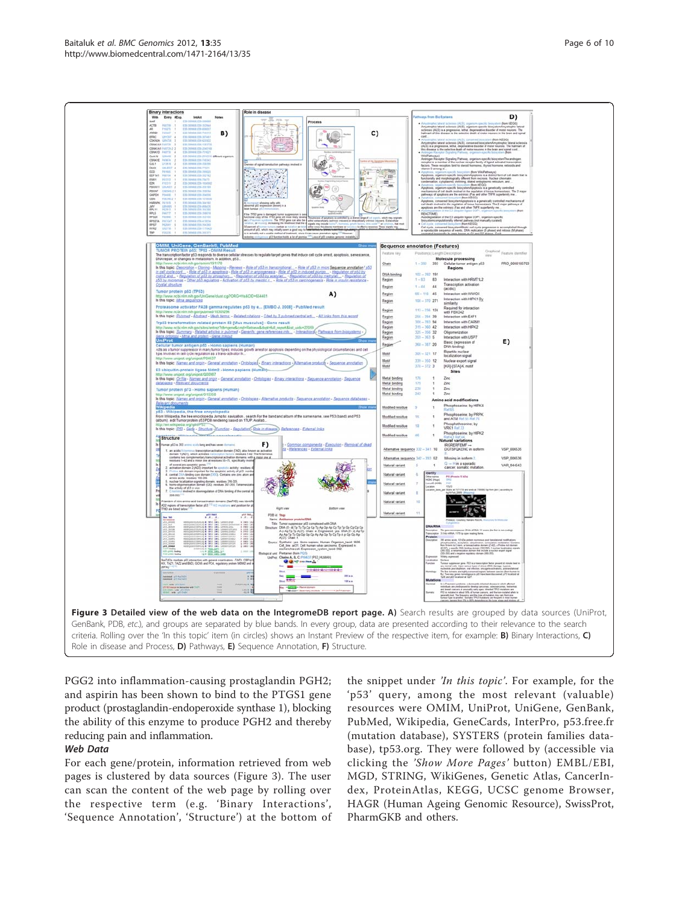**Figure 3 Detailed view of the web data on the IntegromeDB report page. A)** Search results are grouped by data sources (UniProt, GenBank, PDB, *etc.*), and groups are separated by blue bands. In every group, data are presented according to their relevance to the search criteria. Rolling over the 'In this topic' item (in circles) shows an Instant Preview of the respective item, for example: **B)** Binary Interactions, **C)** Role in disease and Process, **D)** Pathways, **E)** Sequence Annotation, **F)** Structure.

PGG2 into inflammation-causing prostaglandin PGH2; and aspirin has been shown to bind to the PTGS1 gene product (prostaglandin-endoperoxide synthase 1), blocking the ability of this enzyme to produce PGH2 and thereby reducing pain and inflammation.

### *Web Data*

For each gene/protein, information retrieved from web pages is clustered by data sources (Figure 3). The user can scan the content of the web page by rolling over the respective term (e.g. 'Binary Interactions', 'Sequence Annotation', 'Structure') at the bottom of the snippet under *'In this topic'*. For example, for the 'p53' query, among the most relevant (valuable) resources were OMIM, UniProt, UniGene, GenBank, PubMed, Wikipedia, GeneCards, InterPro, p53.free.fr (mutation database), SYSTERS (protein families database), tp53.org. They were followed by (accessible via clicking the *'Show More Pages'* button) EMBL/EBI, MGD, STRING, WikiGenes, Genetic Atlas, CancerIndex, ProteinAtlas, KEGG, UCSC genome Browser, HAGR (Human Ageing Genomic Resource), SwissProt, PharmGKB and others.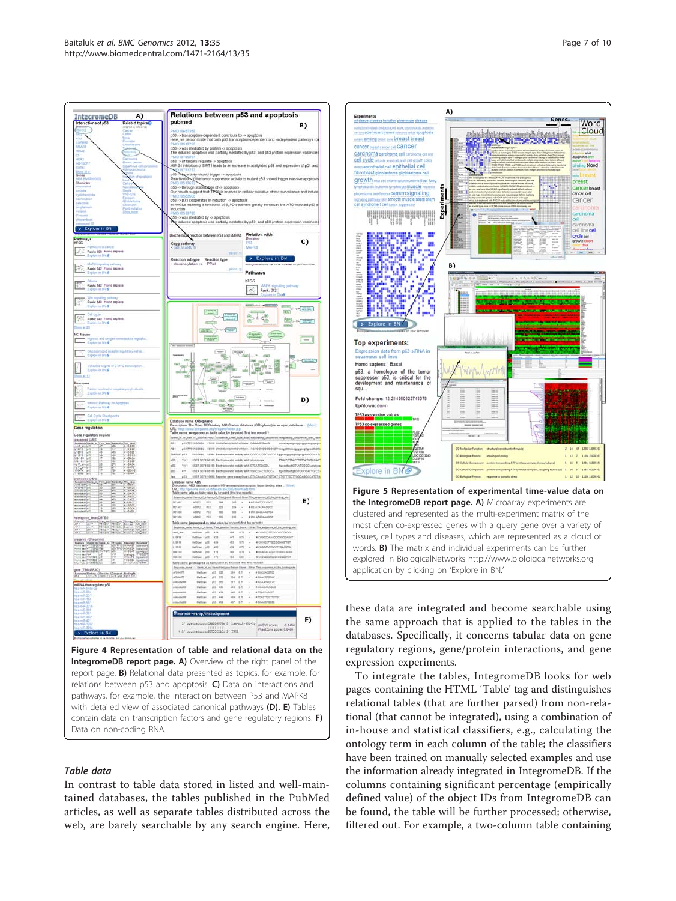**Figure 4 Representation of table and relational data on the IntegromeDB report page. A)** Overview of the right panel of the report page. **B)** Relational data presented as topics, for example, for relations between p53 and apoptosis. **C)** Data on interactions and pathways, for example, the interaction between P53 and MAPK8 with detailed view of associated canonical pathways **(D). E)** Tables contain data on transcription factors and gene regulatory regions. **F)** Data on non-coding RNA.

**Figure 5 Representation of experimental time-value data on the IntegromeDB report page. A)** Microarray experiments are clustered and represented as the multi-experiment matrix of the most often co-expressed genes with a query gene over a variety of tissues, cell types and diseases, which are represented as a cloud of words. **B)** The matrix and individual experiments can be further explored in BiologicalNetworks http://www.biologicalnetworks.org application by clicking on 'Explore in BN.'

### *Table data*

In contrast to table data stored in listed and well-maintained databases, the tables published in the PubMed articles, as well as separate tables distributed across the web, are barely searchable by any search engine. Here, these data are integrated and become searchable using the same approach that is applied to the tables in the databases. Specifically, it concerns tabular data on gene regulatory regions, gene/protein interactions, and gene expression experiments.

To integrate the tables, IntegromeDB looks for web pages containing the HTML 'Table' tag and distinguishes relational tables (that are further parsed) from non-relational (that cannot be integrated), using a combination of in-house and statistical classifiers, e.g., calculating the ontology term in each column of the table; the classifiers have been trained on manually selected examples and use the information already integrated in IntegromeDB. If the columns containing significant percentage (empirically defined value) of the object IDs from IntegromeDB can be found, the table will be further processed; otherwise, filtered out. For example, a two-column table containing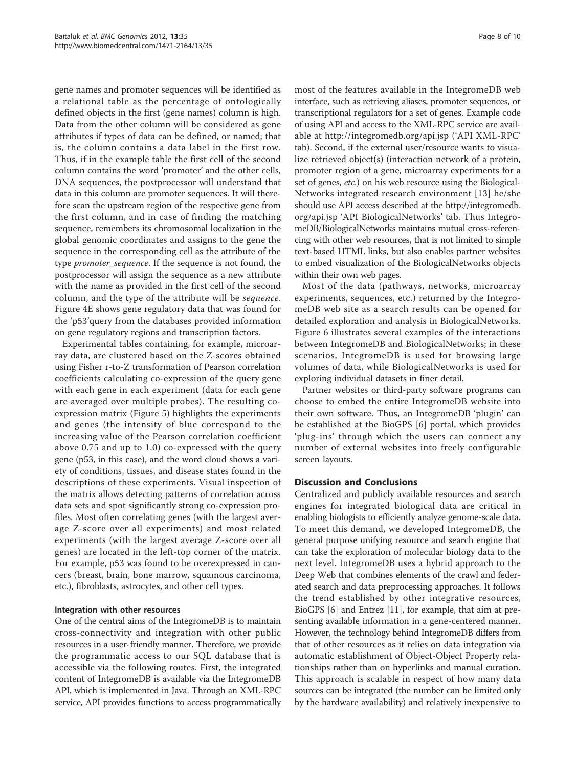gene names and promoter sequences will be identified as a relational table as the percentage of ontologically defined objects in the first (gene names) column is high. Data from the other column will be considered as gene attributes if types of data can be defined, or named; that is, the column contains a data label in the first row. Thus, if in the example table the first cell of the second column contains the word 'promoter' and the other cells, DNA sequences, the postprocessor will understand that data in this column are promoter sequences. It will therefore scan the upstream region of the respective gene from the first column, and in case of finding the matching sequence, remembers its chromosomal localization in the global genomic coordinates and assigns to the gene the sequence in the corresponding cell as the attribute of the type *promoter_sequence*. If the sequence is not found, the postprocessor will assign the sequence as a new attribute with the name as provided in the first cell of the second column, and the type of the attribute will be *sequence*. Figure 4E shows gene regulatory data that was found for the 'p53'query from the databases provided information on gene regulatory regions and transcription factors.

Experimental tables containing, for example, microarray data, are clustered based on the Z-scores obtained using Fisher r-to-Z transformation of Pearson correlation coefficients calculating co-expression of the query gene with each gene in each experiment (data for each gene are averaged over multiple probes). The resulting co-expression matrix (Figure 5) highlights the experiments and genes (the intensity of blue correspond to the increasing value of the Pearson correlation coefficient above 0.75 and up to 1.0) co-expressed with the query gene (p53, in this case), and the word cloud shows a variety of conditions, tissues, and disease states found in the descriptions of these experiments. Visual inspection of the matrix allows detecting patterns of correlation across data sets and spot significantly strong co-expression profiles. Most often correlating genes (with the largest average Z-score over all experiments) and most related experiments (with the largest average Z-score over all genes) are located in the left-top corner of the matrix. For example, p53 was found to be overexpressed in cancers (breast, brain, bone marrow, squamous carcinoma, etc.), fibroblasts, astrocytes, and other cell types.

#### Integration with other resources

One of the central aims of the IntegromeDB is to maintain cross-connectivity and integration with other public resources in a user-friendly manner. Therefore, we provide the programmatic access to our SQL database that is accessible via the following routes. First, the integrated content of IntegromeDB is available via the IntegromeDB API, which is implemented in Java. Through an XML-RPC service, API provides functions to access programmatically most of the features available in the IntegromeDB web interface, such as retrieving aliases, promoter sequences, or transcriptional regulators for a set of genes. Example code of using API and access to the XML-RPC service are available at http://integromedb.org/api.jsp ('API XML-RPC' tab). Second, if the external user/resource wants to visualize retrieved object(s) (interaction network of a protein, promoter region of a gene, microarray experiments for a set of genes, *etc.*) on his web resource using the BiologicalNetworks integrated research environment [13] he/she should use API access described at the http://integromedb.org/api.jsp 'API BiologicalNetworks' tab. Thus IntegromeDB/BiologicalNetworks maintains mutual cross-referencing with other web resources, that is not limited to simple text-based HTML links, but also enables partner websites to embed visualization of the BiologicalNetworks objects within their own web pages.

Most of the data (pathways, networks, microarray experiments, sequences, etc.) returned by the IntegromeDB web site as a search results can be opened for detailed exploration and analysis in BiologicalNetworks. Figure 6 illustrates several examples of the interactions between IntegromeDB and BiologicalNetworks; in these scenarios, IntegromeDB is used for browsing large volumes of data, while BiologicalNetworks is used for exploring individual datasets in finer detail.

Partner websites or third-party software programs can choose to embed the entire IntegromeDB website into their own software. Thus, an IntegromeDB 'plugin' can be established at the BioGPS [6] portal, which provides 'plug-ins' through which the users can connect any number of external websites into freely configurable screen layouts.

## Discussion and Conclusions

Centralized and publicly available resources and search engines for integrated biological data are critical in enabling biologists to efficiently analyze genome-scale data. To meet this demand, we developed IntegromeDB, the general purpose unifying resource and search engine that can take the exploration of molecular biology data to the next level. IntegromeDB uses a hybrid approach to the Deep Web that combines elements of the crawl and federated search and data preprocessing approaches. It follows the trend established by other integrative resources, BioGPS [6] and Entrez [11], for example, that aim at presenting available information in a gene-centered manner. However, the technology behind IntegromeDB differs from that of other resources as it relies on data integration via automatic establishment of Object-Object Property relationships rather than on hyperlinks and manual curation. This approach is scalable in respect of how many data sources can be integrated (the number can be limited only by the hardware availability) and relatively inexpensive to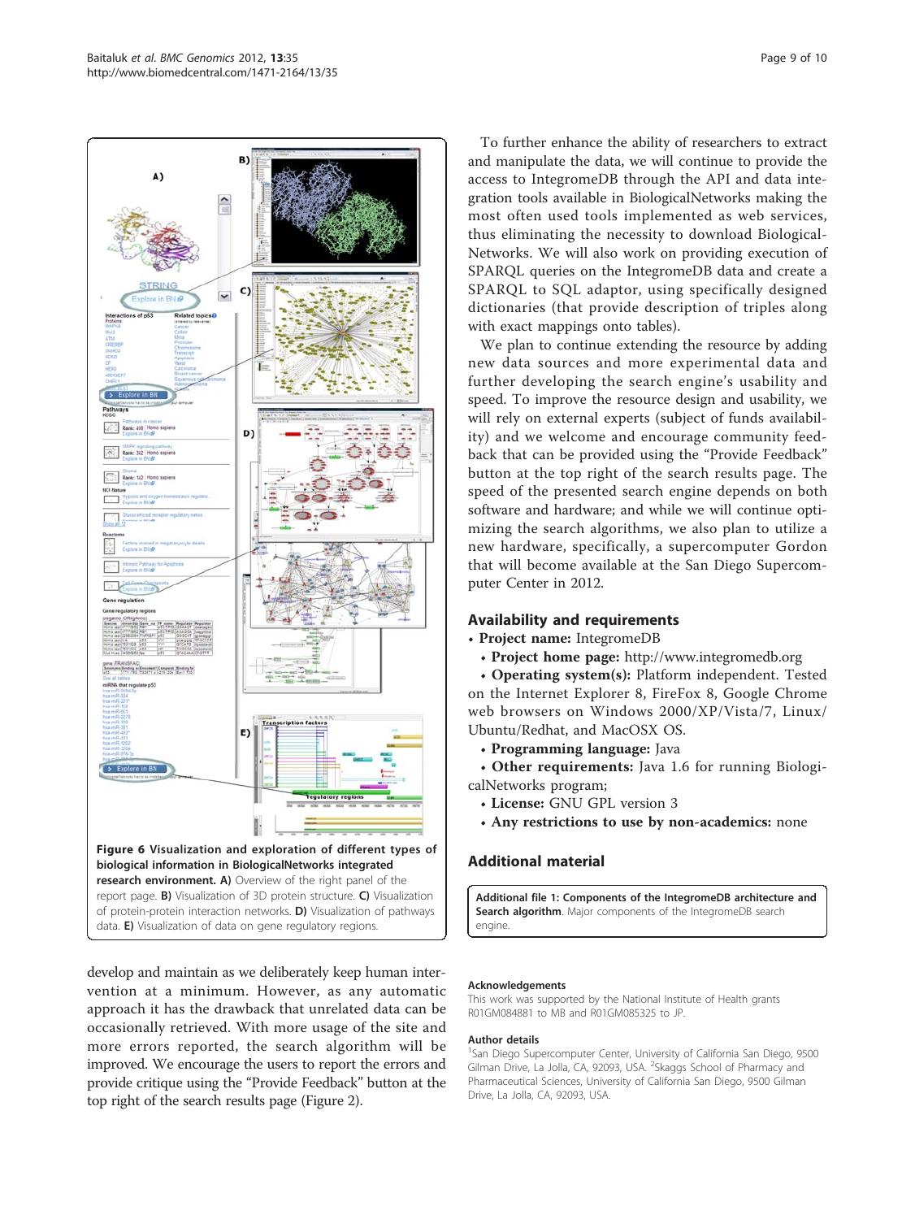Figure 6 Visualization and exploration of different types of biological information in BiologicalNetworks integrated research environment. A) Overview of the right panel of the report page. B) Visualization of 3D protein structure. C) Visualization of protein-protein interaction networks. D) Visualization of pathways data. E) Visualization of data on gene regulatory regions.

develop and maintain as we deliberately keep human intervention at a minimum. However, as any automatic approach it has the drawback that unrelated data can be occasionally retrieved. With more usage of the site and more errors reported, the search algorithm will be improved. We encourage the users to report the errors and provide critique using the "Provide Feedback" button at the top right of the search results page (Figure 2).

To further enhance the ability of researchers to extract and manipulate the data, we will continue to provide the access to IntegromeDB through the API and data integration tools available in BiologicalNetworks making the most often used tools implemented as web services, thus eliminating the necessity to download BiologicalNetworks. We will also work on providing execution of SPARQL queries on the IntegromeDB data and create a SPARQL to SQL adaptor, using specifically designed dictionaries (that provide description of triples along with exact mappings onto tables).

We plan to continue extending the resource by adding new data sources and more experimental data and further developing the search engine's usability and speed. To improve the resource design and usability, we will rely on external experts (subject of funds availability) and we welcome and encourage community feedback that can be provided using the "Provide Feedback" button at the top right of the search results page. The speed of the presented search engine depends on both software and hardware; and while we will continue optimizing the search algorithms, we also plan to utilize a new hardware, specifically, a supercomputer Gordon that will become available at the San Diego Supercomputer Center in 2012.

## Availability and requirements

- **Project name:** IntegromeDB
- **Project home page:** http://www.integromedb.org
- **Operating system(s):** Platform independent. Tested on the Internet Explorer 8, FireFox 8, Google Chrome web browsers on Windows 2000/XP/Vista/7, Linux/Ubuntu/Redhat, and MacOSX OS.
- **Programming language:** Java
- **Other requirements:** Java 1.6 for running BiologicalNetworks program;
- **License:** GNU GPL version 3
- **Any restrictions to use by non-academics:** none

## Additional material

**Additional file 1: Components of the IntegromeDB architecture and Search algorithm**. Major components of the IntegromeDB search engine.

#### Acknowledgements

This work was supported by the National Institute of Health grants R01GM084881 to MB and R01GM085325 to JP.

#### Author details

[1]San Diego Supercomputer Center, University of California San Diego, 9500 Gilman Drive, La Jolla, CA, 92093, USA. [2]Skaggs School of Pharmacy and Pharmaceutical Sciences, University of California San Diego, 9500 Gilman Drive, La Jolla, CA, 92093, USA.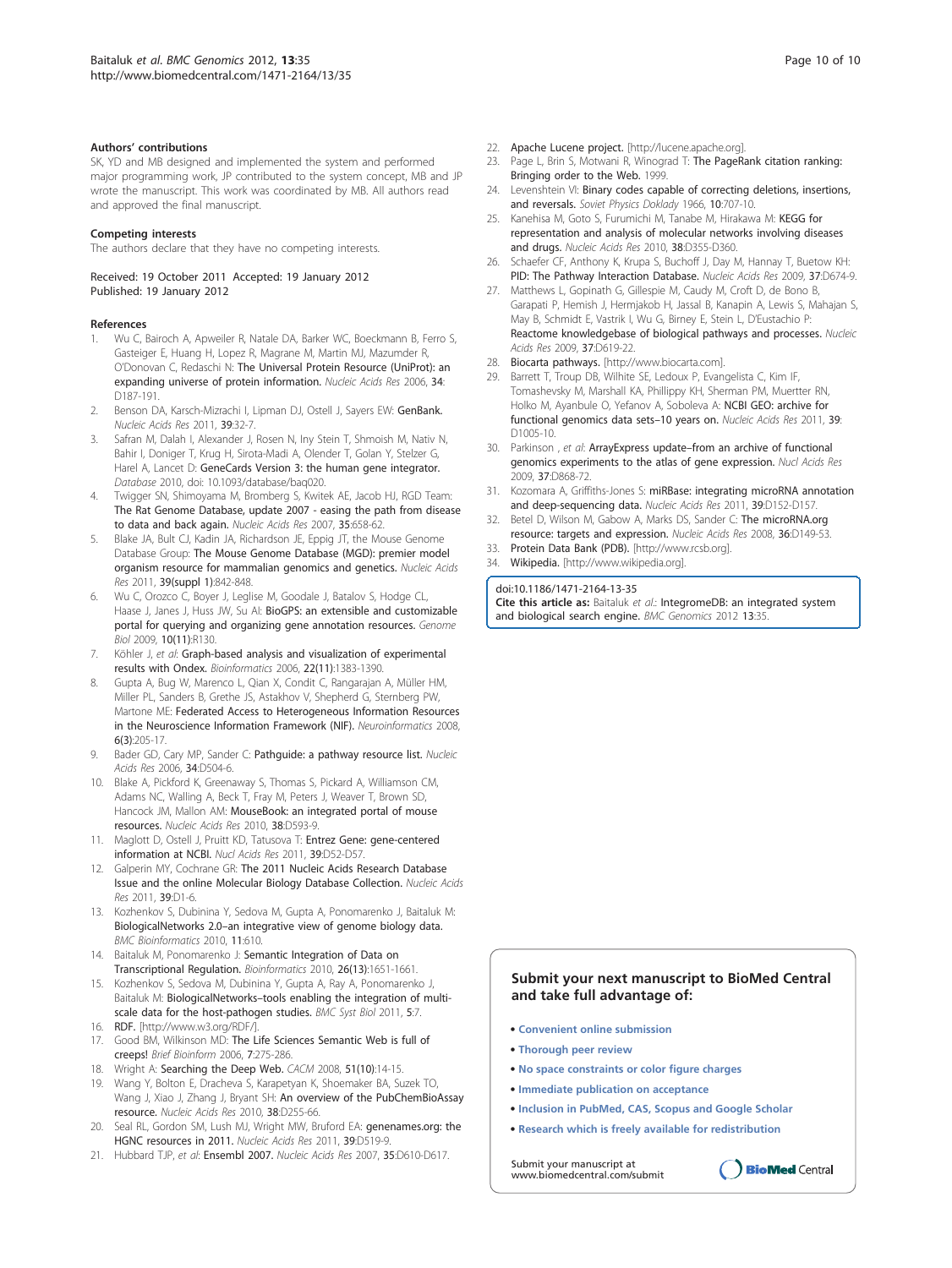#### Authors' contributions

SK, YD and MB designed and implemented the system and performed major programming work, JP contributed to the system concept, MB and JP wrote the manuscript. This work was coordinated by MB. All authors read and approved the final manuscript.

#### Competing interests

The authors declare that they have no competing interests.

Received: 19 October 2011 Accepted: 19 January 2012
Published: 19 January 2012

#### References

1. Wu C, Bairoch A, Apweiler R, Natale DA, Barker WC, Boeckmann B, Ferro S, Gasteiger E, Huang H, Lopez R, Magrane M, Martin MJ, Mazumder R, O'Donovan C, Redaschi N: **The Universal Protein Resource (UniProt): an expanding universe of protein information.** *Nucleic Acids Res* 2006, **34**: D187-191.
2. Benson DA, Karsch-Mizrachi I, Lipman DJ, Ostell J, Sayers EW: **GenBank.** *Nucleic Acids Res* 2011, **39**:32-7.
3. Safran M, Dalah I, Alexander J, Rosen N, Iny Stein T, Shmoish M, Nativ N, Bahir I, Doniger T, Krug H, Sirota-Madi A, Olender T, Golan Y, Stelzer G, Harel A, Lancet D: **GeneCards Version 3: the human gene integrator.** *Database* 2010, doi: 10.1093/database/baq020.
4. Twigger SN, Shimoyama M, Bromberg S, Kwitek AE, Jacob HJ, RGD Team: **The Rat Genome Database, update 2007 - easing the path from disease to data and back again.** *Nucleic Acids Res* 2007, **35**:658-62.
5. Blake JA, Bult CJ, Kadin JA, Richardson JE, Eppig JT, the Mouse Genome Database Group: **The Mouse Genome Database (MGD): premier model organism resource for mammalian genomics and genetics.** *Nucleic Acids Res* 2011, **39(suppl 1)**:842-848.
6. Wu C, Orozco C, Boyer J, Leglise M, Goodale J, Batalov S, Hodge CL, Haase J, Janes J, Huss JW, Su AI: **BioGPS: an extensible and customizable portal for querying and organizing gene annotation resources.** *Genome Biol* 2009, **10(11)**:R130.
7. Köhler J, *et al*: **Graph-based analysis and visualization of experimental results with Ondex.** *Bioinformatics* 2006, **22(11)**:1383-1390.
8. Gupta A, Bug W, Marenco L, Qian X, Condit C, Rangarajan A, Müller HM, Miller PL, Sanders B, Grethe JS, Astakhov V, Shepherd G, Sternberg PW, Martone ME: **Federated Access to Heterogeneous Information Resources in the Neuroscience Information Framework (NIF).** *Neuroinformatics* 2008, **6(3)**:205-17.
9. Bader GD, Cary MP, Sander C: **Pathguide: a pathway resource list.** *Nucleic Acids Res* 2006, **34**:D504-6.
10. Blake A, Pickford K, Greenaway S, Thomas S, Pickard A, Williamson CM, Adams NC, Walling A, Beck T, Fray M, Peters J, Weaver T, Brown SD, Hancock JM, Mallon AM: **MouseBook: an integrated portal of mouse resources.** *Nucleic Acids Res* 2010, **38**:D593-9.
11. Maglott D, Ostell J, Pruitt KD, Tatusova T: **Entrez Gene: gene-centered information at NCBI.** *Nucl Acids Res* 2011, **39**:D52-D57.
12. Galperin MY, Cochrane GR: **The 2011 Nucleic Acids Research Database Issue and the online Molecular Biology Database Collection.** *Nucleic Acids Res* 2011, **39**:D1-6.
13. Kozhenkov S, Dubinina Y, Sedova M, Gupta A, Ponomarenko J, Baitaluk M: **BiologicalNetworks 2.0–an integrative view of genome biology data.** *BMC Bioinformatics* 2010, **11**:610.
14. Baitaluk M, Ponomarenko J: **Semantic Integration of Data on Transcriptional Regulation.** *Bioinformatics* 2010, **26(13)**:1651-1661.
15. Kozhenkov S, Sedova M, Dubinina Y, Gupta A, Ray A, Ponomarenko J, Baitaluk M: **BiologicalNetworks–tools enabling the integration of multi-scale data for the host-pathogen studies.** *BMC Syst Biol* 2011, **5**:7.
16. **RDF.** [http://www.w3.org/RDF/].
17. Good BM, Wilkinson MD: **The Life Sciences Semantic Web is full of creeps!** *Brief Bioinform* 2006, **7**:275-286.
18. Wright A: **Searching the Deep Web.** *CACM* 2008, **51(10)**:14-15.
19. Wang Y, Bolton E, Dracheva S, Karapetyan K, Shoemaker BA, Suzek TO, Wang J, Xiao J, Zhang J, Bryant SH: **An overview of the PubChemBioAssay resource.** *Nucleic Acids Res* 2010, **38**:D255-66.
20. Seal RL, Gordon SM, Lush MJ, Wright MW, Bruford EA: **genenames.org: the HGNC resources in 2011.** *Nucleic Acids Res* 2011, **39**:D519-9.
21. Hubbard TJP, *et al*: **Ensembl 2007.** *Nucleic Acids Res* 2007, **35**:D610-D617.
22. **Apache Lucene project.** [http://lucene.apache.org].
23. Page L, Brin S, Motwani R, Winograd T: **The PageRank citation ranking: Bringing order to the Web.** 1999.
24. Levenshtein VI: **Binary codes capable of correcting deletions, insertions, and reversals.** *Soviet Physics Doklady* 1966, **10**:707-10.
25. Kanehisa M, Goto S, Furumichi M, Tanabe M, Hirakawa M: **KEGG for representation and analysis of molecular networks involving diseases and drugs.** *Nucleic Acids Res* 2010, **38**:D355-D360.
26. Schaefer CF, Anthony K, Krupa S, Buchoff J, Day M, Hannay T, Buetow KH: **PID: The Pathway Interaction Database.** *Nucleic Acids Res* 2009, **37**:D674-9.
27. Matthews L, Gopinath G, Gillespie M, Caudy M, Croft D, de Bono B, Garapati P, Hemish J, Hermjakob H, Jassal B, Kanapin A, Lewis S, Mahajan S, May B, Schmidt E, Vastrik I, Wu G, Birney E, Stein L, D'Eustachio P: **Reactome knowledgebase of biological pathways and processes.** *Nucleic Acids Res* 2009, **37**:D619-22.
28. **Biocarta pathways.** [http://www.biocarta.com].
29. Barrett T, Troup DB, Wilhite SE, Ledoux P, Evangelista C, Kim IF, Tomashevsky M, Marshall KA, Phillippy KH, Sherman PM, Muertter RN, Holko M, Ayanbule O, Yefanov A, Soboleva A: **NCBI GEO: archive for functional genomics data sets–10 years on.** *Nucleic Acids Res* 2011, **39**: D1005-10.
30. Parkinson , *et al*: **ArrayExpress update–from an archive of functional genomics experiments to the atlas of gene expression.** *Nucl Acids Res* 2009, **37**:D868-72.
31. Kozomara A, Griffiths-Jones S: **miRBase: integrating microRNA annotation and deep-sequencing data.** *Nucleic Acids Res* 2011, **39**:D152-D157.
32. Betel D, Wilson M, Gabow A, Marks DS, Sander C: **The microRNA.org resource: targets and expression.** *Nucleic Acids Res* 2008, **36**:D149-53.
33. **Protein Data Bank (PDB).** [http://www.rcsb.org].
34. **Wikipedia.** [http://www.wikipedia.org].

doi:10.1186/1471-2164-13-35

**Cite this article as:** Baitaluk *et al.*: IntegromeDB: an integrated system and biological search engine. *BMC Genomics* 2012 **13**:35.

**Submit your next manuscript to BioMed Central and take full advantage of:**

- Convenient online submission
- Thorough peer review
- No space constraints or color figure charges
- Immediate publication on acceptance
- Inclusion in PubMed, CAS, Scopus and Google Scholar
- Research which is freely available for redistribution

Submit your manuscript at
www.biomedcentral.com/submit

BioMed Central